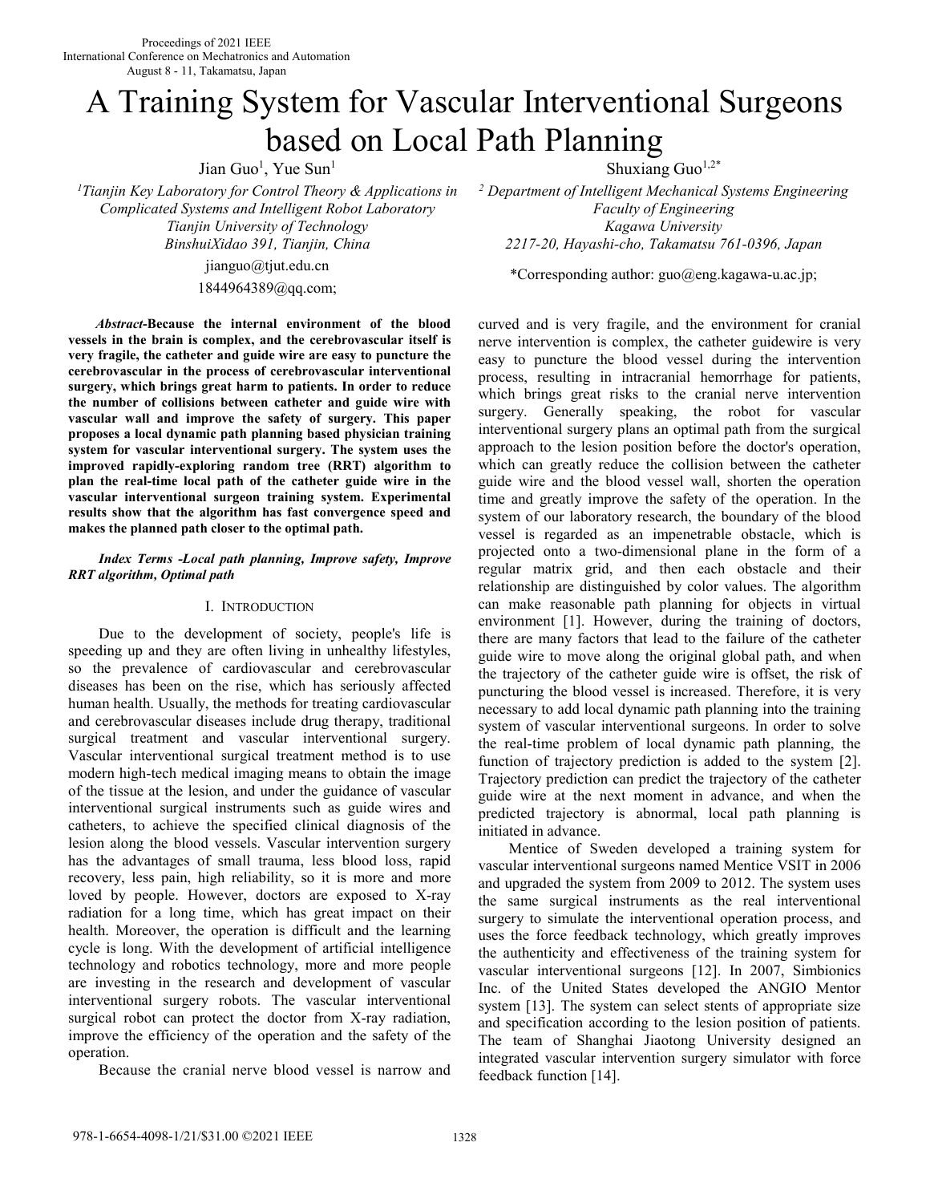# A Training System for Vascular Interventional Surgeons based on Local Path Planning

Jian Guo[1], Yue Sun[1]

[1]*Tianjin Key Laboratory for Control Theory & Applications in Complicated Systems and Intelligent Robot Laboratory*
*Tianjin University of Technology*
*BinshuiXidao 391, Tianjin, China*
jianguo@tjut.edu.cn
1844964389@qq.com;

Shuxiang Guo[1,2*]

[2] *Department of Intelligent Mechanical Systems Engineering*
*Faculty of Engineering*
*Kagawa University*
*2217-20, Hayashi-cho, Takamatsu 761-0396, Japan*

*Corresponding author: guo@eng.kagawa-u.ac.jp;

***Abstract*-Because the internal environment of the blood vessels in the brain is complex, and the cerebrovascular itself is very fragile, the catheter and guide wire are easy to puncture the cerebrovascular in the process of cerebrovascular interventional surgery, which brings great harm to patients. In order to reduce the number of collisions between catheter and guide wire with vascular wall and improve the safety of surgery. This paper proposes a local dynamic path planning based physician training system for vascular interventional surgery. The system uses the improved rapidly-exploring random tree (RRT) algorithm to plan the real-time local path of the catheter guide wire in the vascular interventional surgeon training system. Experimental results show that the algorithm has fast convergence speed and makes the planned path closer to the optimal path.**

***Index Terms* -Local path planning, Improve safety, Improve RRT algorithm, Optimal path**

## I. INTRODUCTION

Due to the development of society, people's life is speeding up and they are often living in unhealthy lifestyles, so the prevalence of cardiovascular and cerebrovascular diseases has been on the rise, which has seriously affected human health. Usually, the methods for treating cardiovascular and cerebrovascular diseases include drug therapy, traditional surgical treatment and vascular interventional surgery. Vascular interventional surgical treatment method is to use modern high-tech medical imaging means to obtain the image of the tissue at the lesion, and under the guidance of vascular interventional surgical instruments such as guide wires and catheters, to achieve the specified clinical diagnosis of the lesion along the blood vessels. Vascular intervention surgery has the advantages of small trauma, less blood loss, rapid recovery, less pain, high reliability, so it is more and more loved by people. However, doctors are exposed to X-ray radiation for a long time, which has great impact on their health. Moreover, the operation is difficult and the learning cycle is long. With the development of artificial intelligence technology and robotics technology, more and more people are investing in the research and development of vascular interventional surgery robots. The vascular interventional surgical robot can protect the doctor from X-ray radiation, improve the efficiency of the operation and the safety of the operation.

Because the cranial nerve blood vessel is narrow and curved and is very fragile, and the environment for cranial nerve intervention is complex, the catheter guidewire is very easy to puncture the blood vessel during the intervention process, resulting in intracranial hemorrhage for patients, which brings great risks to the cranial nerve intervention surgery. Generally speaking, the robot for vascular interventional surgery plans an optimal path from the surgical approach to the lesion position before the doctor's operation, which can greatly reduce the collision between the catheter guide wire and the blood vessel wall, shorten the operation time and greatly improve the safety of the operation. In the system of our laboratory research, the boundary of the blood vessel is regarded as an impenetrable obstacle, which is projected onto a two-dimensional plane in the form of a regular matrix grid, and then each obstacle and their relationship are distinguished by color values. The algorithm can make reasonable path planning for objects in virtual environment [1]. However, during the training of doctors, there are many factors that lead to the failure of the catheter guide wire to move along the original global path, and when the trajectory of the catheter guide wire is offset, the risk of puncturing the blood vessel is increased. Therefore, it is very necessary to add local dynamic path planning into the training system of vascular interventional surgeons. In order to solve the real-time problem of local dynamic path planning, the function of trajectory prediction is added to the system [2]. Trajectory prediction can predict the trajectory of the catheter guide wire at the next moment in advance, and when the predicted trajectory is abnormal, local path planning is initiated in advance.

Mentice of Sweden developed a training system for vascular interventional surgeons named Mentice VSIT in 2006 and upgraded the system from 2009 to 2012. The system uses the same surgical instruments as the real interventional surgery to simulate the interventional operation process, and uses the force feedback technology, which greatly improves the authenticity and effectiveness of the training system for vascular interventional surgeons [12]. In 2007, Simbionics Inc. of the United States developed the ANGIO Mentor system [13]. The system can select stents of appropriate size and specification according to the lesion position of patients. The team of Shanghai Jiaotong University designed an integrated vascular intervention surgery simulator with force feedback function [14].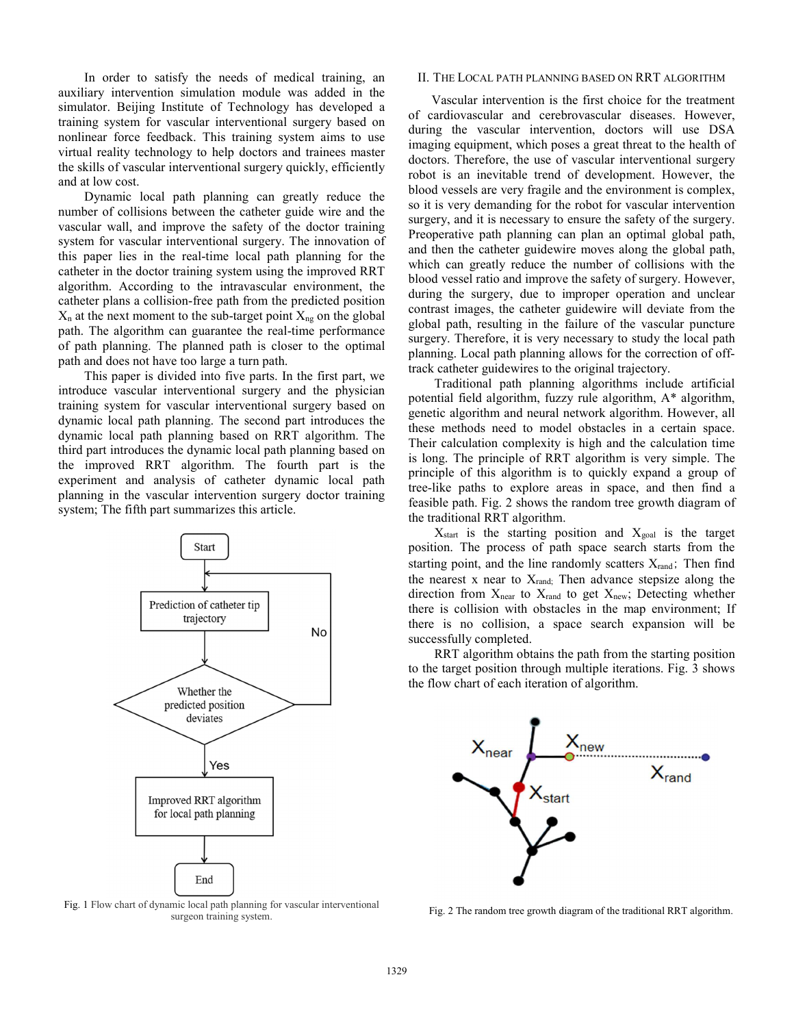In order to satisfy the needs of medical training, an auxiliary intervention simulation module was added in the simulator. Beijing Institute of Technology has developed a training system for vascular interventional surgery based on nonlinear force feedback. This training system aims to use virtual reality technology to help doctors and trainees master the skills of vascular interventional surgery quickly, efficiently and at low cost.

Dynamic local path planning can greatly reduce the number of collisions between the catheter guide wire and the vascular wall, and improve the safety of the doctor training system for vascular interventional surgery. The innovation of this paper lies in the real-time local path planning for the catheter in the doctor training system using the improved RRT algorithm. According to the intravascular environment, the catheter plans a collision-free path from the predicted position $X_n$ at the next moment to the sub-target point $X_{ng}$ on the global path. The algorithm can guarantee the real-time performance of path planning. The planned path is closer to the optimal path and does not have too large a turn path.

This paper is divided into five parts. In the first part, we introduce vascular interventional surgery and the physician training system for vascular interventional surgery based on dynamic local path planning. The second part introduces the dynamic local path planning based on RRT algorithm. The third part introduces the dynamic local path planning based on the improved RRT algorithm. The fourth part is the experiment and analysis of catheter dynamic local path planning in the vascular intervention surgery doctor training system; The fifth part summarizes this article.

Fig. 1 Flow chart of dynamic local path planning for vascular interventional surgeon training system.

## II. THE LOCAL PATH PLANNING BASED ON RRT ALGORITHM

Vascular intervention is the first choice for the treatment of cardiovascular and cerebrovascular diseases. However, during the vascular intervention, doctors will use DSA imaging equipment, which poses a great threat to the health of doctors. Therefore, the use of vascular interventional surgery robot is an inevitable trend of development. However, the blood vessels are very fragile and the environment is complex, so it is very demanding for the robot for vascular intervention surgery, and it is necessary to ensure the safety of the surgery. Preoperative path planning can plan an optimal global path, and then the catheter guidewire moves along the global path, which can greatly reduce the number of collisions with the blood vessel ratio and improve the safety of surgery. However, during the surgery, due to improper operation and unclear contrast images, the catheter guidewire will deviate from the global path, resulting in the failure of the vascular puncture surgery. Therefore, it is very necessary to study the local path planning. Local path planning allows for the correction of off-track catheter guidewires to the original trajectory.

Traditional path planning algorithms include artificial potential field algorithm, fuzzy rule algorithm, A* algorithm, genetic algorithm and neural network algorithm. However, all these methods need to model obstacles in a certain space. Their calculation complexity is high and the calculation time is long. The principle of RRT algorithm is very simple. The principle of this algorithm is to quickly expand a group of tree-like paths to explore areas in space, and then find a feasible path. Fig. 2 shows the random tree growth diagram of the traditional RRT algorithm.

$X_{start}$ is the starting position and $X_{goal}$ is the target position. The process of path space search starts from the starting point, and the line randomly scatters $X_{rand}$; Then find the nearest x near to $X_{rand}$; Then advance stepsize along the direction from $X_{near}$ to $X_{rand}$ to get $X_{new}$; Detecting whether there is collision with obstacles in the map environment; If there is no collision, a space search expansion will be successfully completed.

RRT algorithm obtains the path from the starting position to the target position through multiple iterations. Fig. 3 shows the flow chart of each iteration of algorithm.

Fig. 2 The random tree growth diagram of the traditional RRT algorithm.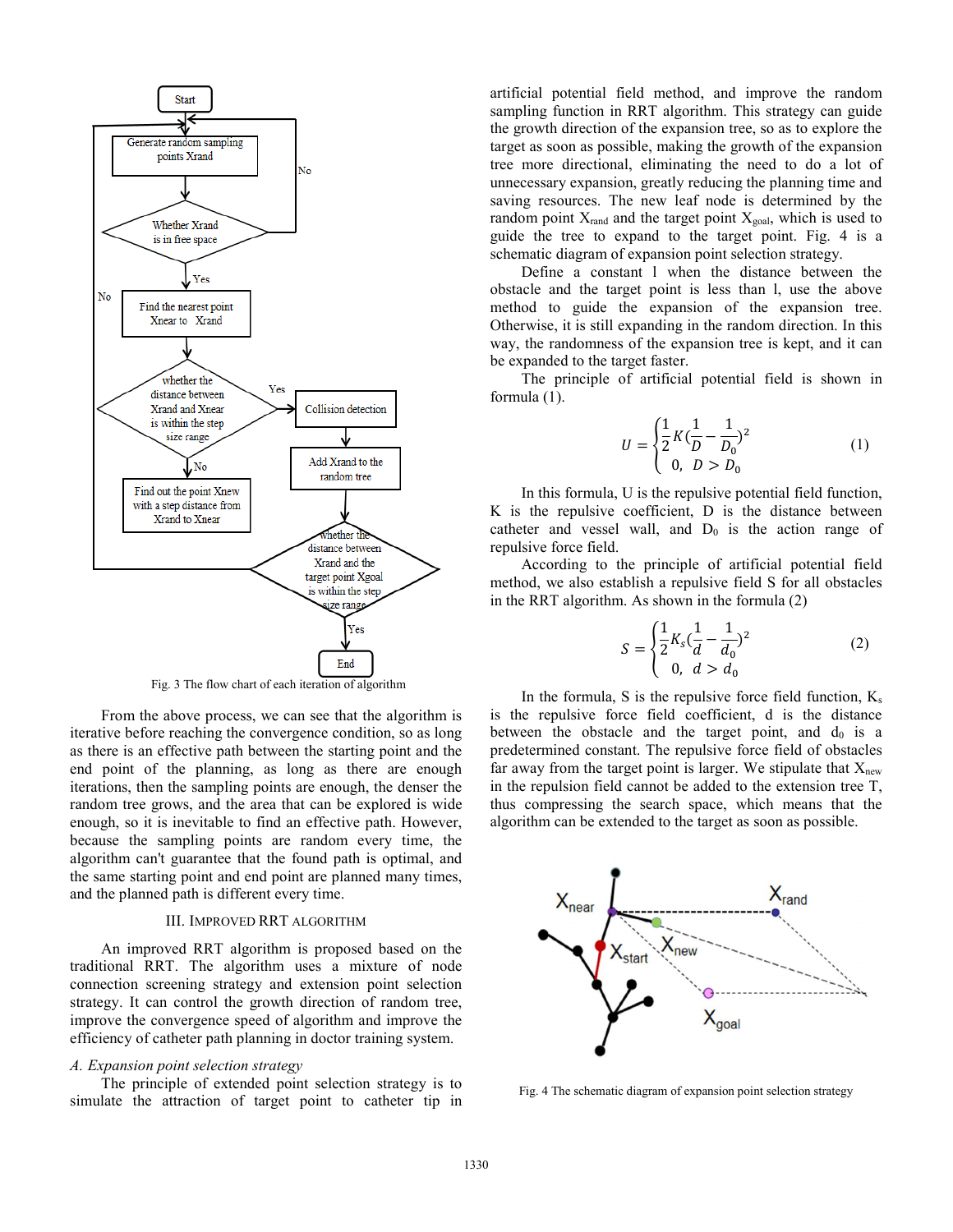Fig. 3 The flow chart of each iteration of algorithm

From the above process, we can see that the algorithm is iterative before reaching the convergence condition, so as long as there is an effective path between the starting point and the end point of the planning, as long as there are enough iterations, then the sampling points are enough, the denser the random tree grows, and the area that can be explored is wide enough, so it is inevitable to find an effective path. However, because the sampling points are random every time, the algorithm can't guarantee that the found path is optimal, and the same starting point and end point are planned many times, and the planned path is different every time.

## III. IMPROVED RRT ALGORITHM

An improved RRT algorithm is proposed based on the traditional RRT. The algorithm uses a mixture of node connection screening strategy and extension point selection strategy. It can control the growth direction of random tree, improve the convergence speed of algorithm and improve the efficiency of catheter path planning in doctor training system.

### *A. Expansion point selection strategy*

The principle of extended point selection strategy is to simulate the attraction of target point to catheter tip in artificial potential field method, and improve the random sampling function in RRT algorithm. This strategy can guide the growth direction of the expansion tree, so as to explore the target as soon as possible, making the growth of the expansion tree more directional, eliminating the need to do a lot of unnecessary expansion, greatly reducing the planning time and saving resources. The new leaf node is determined by the random point $X_{rand}$ and the target point $X_{goal}$, which is used to guide the tree to expand to the target point. Fig. 4 is a schematic diagram of expansion point selection strategy.

Define a constant l when the distance between the obstacle and the target point is less than l, use the above method to guide the expansion of the expansion tree. Otherwise, it is still expanding in the random direction. In this way, the randomness of the expansion tree is kept, and it can be expanded to the target faster.

The principle of artificial potential field is shown in formula (1).

$$U = \begin{cases} \frac{1}{2}K(\frac{1}{D} - \frac{1}{D_0})^2 \\ 0, \ \ D > D_0 \end{cases} \tag{1}$$

In this formula, U is the repulsive potential field function, K is the repulsive coefficient, D is the distance between catheter and vessel wall, and $D_0$ is the action range of repulsive force field.

According to the principle of artificial potential field method, we also establish a repulsive field S for all obstacles in the RRT algorithm. As shown in the formula (2)

$$S = \begin{cases} \frac{1}{2}K_s(\frac{1}{d} - \frac{1}{d_0})^2 \\ 0, \ \ d > d_0 \end{cases} \tag{2}$$

In the formula, S is the repulsive force field function, $K_s$ is the repulsive force field coefficient, d is the distance between the obstacle and the target point, and $d_0$ is a predetermined constant. The repulsive force field of obstacles far away from the target point is larger. We stipulate that $X_{new}$ in the repulsion field cannot be added to the extension tree T, thus compressing the search space, which means that the algorithm can be extended to the target as soon as possible.

Fig. 4 The schematic diagram of expansion point selection strategy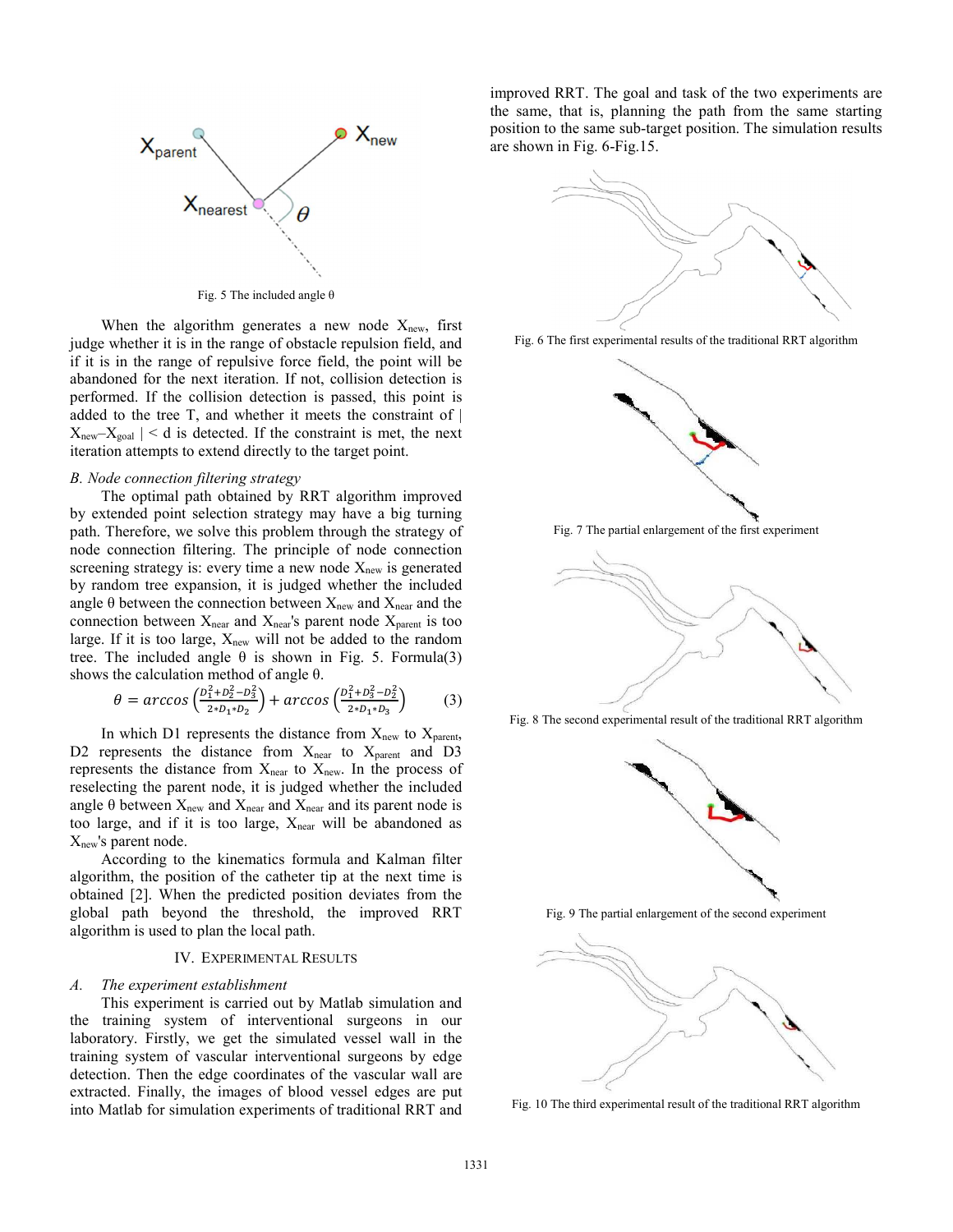Fig. 5 The included angle θ

When the algorithm generates a new node $X_{new}$, first judge whether it is in the range of obstacle repulsion field, and if it is in the range of repulsive force field, the point will be abandoned for the next iteration. If not, collision detection is performed. If the collision detection is passed, this point is added to the tree T, and whether it meets the constraint of $|X_{new}-X_{goal}| < d$ is detected. If the constraint is met, the next iteration attempts to extend directly to the target point.

### *B. Node connection filtering strategy*

The optimal path obtained by RRT algorithm improved by extended point selection strategy may have a big turning path. Therefore, we solve this problem through the strategy of node connection filtering. The principle of node connection screening strategy is: every time a new node $X_{new}$ is generated by random tree expansion, it is judged whether the included angle θ between the connection between $X_{new}$ and $X_{near}$ and the connection between $X_{near}$ and $X_{near}$'s parent node $X_{parent}$ is too large. If it is too large, $X_{new}$ will not be added to the random tree. The included angle θ is shown in Fig. 5. Formula(3) shows the calculation method of angle θ.

$$\theta = arccos\left(\frac{D_1^2+D_2^2-D_3^2}{2*D_1*D_2}\right) + arccos\left(\frac{D_1^2+D_3^2-D_2^2}{2*D_1*D_3}\right) \qquad (3)$$

In which D1 represents the distance from $X_{new}$ to $X_{parent}$, D2 represents the distance from $X_{near}$ to $X_{parent}$ and D3 represents the distance from $X_{near}$ to $X_{new}$. In the process of reselecting the parent node, it is judged whether the included angle θ between $X_{new}$ and $X_{near}$ and $X_{near}$ and its parent node is too large, and if it is too large, $X_{near}$ will be abandoned as $X_{new}$'s parent node.

According to the kinematics formula and Kalman filter algorithm, the position of the catheter tip at the next time is obtained [2]. When the predicted position deviates from the global path beyond the threshold, the improved RRT algorithm is used to plan the local path.

## IV. Experimental Results

### *A. The experiment establishment*

This experiment is carried out by Matlab simulation and the training system of interventional surgeons in our laboratory. Firstly, we get the simulated vessel wall in the training system of vascular interventional surgeons by edge detection. Then the edge coordinates of the vascular wall are extracted. Finally, the images of blood vessel edges are put into Matlab for simulation experiments of traditional RRT and improved RRT. The goal and task of the two experiments are the same, that is, planning the path from the same starting position to the same sub-target position. The simulation results are shown in Fig. 6-Fig.15.

Fig. 6 The first experimental results of the traditional RRT algorithm

Fig. 7 The partial enlargement of the first experiment

Fig. 8 The second experimental result of the traditional RRT algorithm

Fig. 9 The partial enlargement of the second experiment

Fig. 10 The third experimental result of the traditional RRT algorithm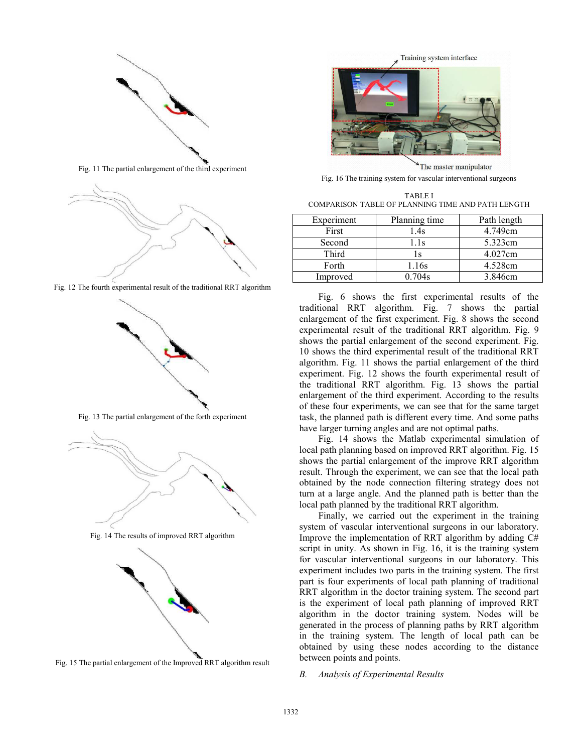Fig. 11 The partial enlargement of the third experiment

Fig. 12 The fourth experimental result of the traditional RRT algorithm

Fig. 13 The partial enlargement of the forth experiment

Fig. 14 The results of improved RRT algorithm

Fig. 15 The partial enlargement of the Improved RRT algorithm result

Fig. 16 The training system for vascular interventional surgeons

TABLE I
COMPARISON TABLE OF PLANNING TIME AND PATH LENGTH

| Experiment | Planning time | Path length |
|---|---|---|
| First | 1.4s | 4.749cm |
| Second | 1.1s | 5.323cm |
| Third | 1s | 4.027cm |
| Forth | 1.16s | 4.528cm |
| Improved | 0.704s | 3.846cm |

Fig. 6 shows the first experimental results of the traditional RRT algorithm. Fig. 7 shows the partial enlargement of the first experiment. Fig. 8 shows the second experimental result of the traditional RRT algorithm. Fig. 9 shows the partial enlargement of the second experiment. Fig. 10 shows the third experimental result of the traditional RRT algorithm. Fig. 11 shows the partial enlargement of the third experiment. Fig. 12 shows the fourth experimental result of the traditional RRT algorithm. Fig. 13 shows the partial enlargement of the third experiment. According to the results of these four experiments, we can see that for the same target task, the planned path is different every time. And some paths have larger turning angles and are not optimal paths.

Fig. 14 shows the Matlab experimental simulation of local path planning based on improved RRT algorithm. Fig. 15 shows the partial enlargement of the improve RRT algorithm result. Through the experiment, we can see that the local path obtained by the node connection filtering strategy does not turn at a large angle. And the planned path is better than the local path planned by the traditional RRT algorithm.

Finally, we carried out the experiment in the training system of vascular interventional surgeons in our laboratory. Improve the implementation of RRT algorithm by adding C# script in unity. As shown in Fig. 16, it is the training system for vascular interventional surgeons in our laboratory. This experiment includes two parts in the training system. The first part is four experiments of local path planning of traditional RRT algorithm in the doctor training system. The second part is the experiment of local path planning of improved RRT algorithm in the doctor training system. Nodes will be generated in the process of planning paths by RRT algorithm in the training system. The length of local path can be obtained by using these nodes according to the distance between points and points.

### *B. Analysis of Experimental Results*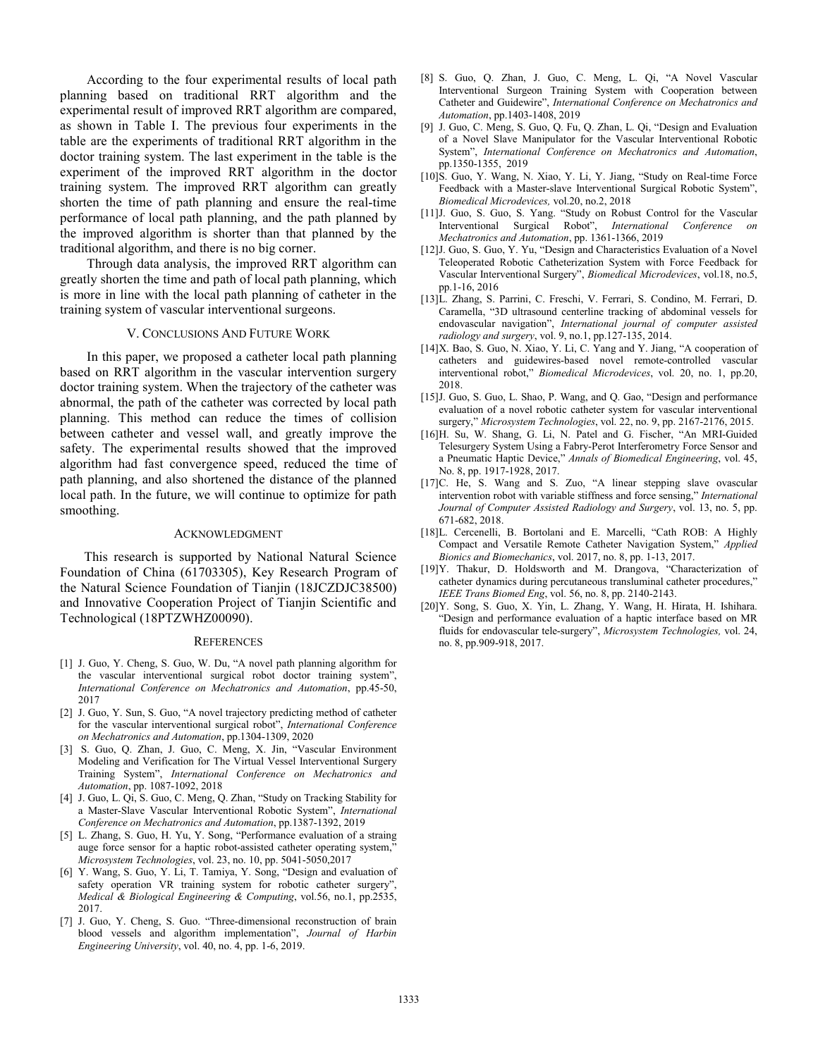According to the four experimental results of local path planning based on traditional RRT algorithm and the experimental result of improved RRT algorithm are compared, as shown in Table I. The previous four experiments in the table are the experiments of traditional RRT algorithm in the doctor training system. The last experiment in the table is the experiment of the improved RRT algorithm in the doctor training system. The improved RRT algorithm can greatly shorten the time of path planning and ensure the real-time performance of local path planning, and the path planned by the improved algorithm is shorter than that planned by the traditional algorithm, and there is no big corner.

Through data analysis, the improved RRT algorithm can greatly shorten the time and path of local path planning, which is more in line with the local path planning of catheter in the training system of vascular interventional surgeons.

## V. Conclusions And Future Work

In this paper, we proposed a catheter local path planning based on RRT algorithm in the vascular intervention surgery doctor training system. When the trajectory of the catheter was abnormal, the path of the catheter was corrected by local path planning. This method can reduce the times of collision between catheter and vessel wall, and greatly improve the safety. The experimental results showed that the improved algorithm had fast convergence speed, reduced the time of path planning, and also shortened the distance of the planned local path. In the future, we will continue to optimize for path smoothing.

## Acknowledgment

This research is supported by National Natural Science Foundation of China (61703305), Key Research Program of the Natural Science Foundation of Tianjin (18JCZDJC38500) and Innovative Cooperation Project of Tianjin Scientific and Technological (18PTZWHZ00090).

## References

[1] J. Guo, Y. Cheng, S. Guo, W. Du, "A novel path planning algorithm for the vascular interventional surgical robot doctor training system", *International Conference on Mechatronics and Automation*, pp.45-50, 2017

[2] J. Guo, Y. Sun, S. Guo, "A novel trajectory predicting method of catheter for the vascular interventional surgical robot", *International Conference on Mechatronics and Automation*, pp.1304-1309, 2020

[3] S. Guo, Q. Zhan, J. Guo, C. Meng, X. Jin, "Vascular Environment Modeling and Verification for The Virtual Vessel Interventional Surgery Training System", *International Conference on Mechatronics and Automation*, pp. 1087-1092, 2018

[4] J. Guo, L. Qi, S. Guo, C. Meng, Q. Zhan, "Study on Tracking Stability for a Master-Slave Vascular Interventional Robotic System", *International Conference on Mechatronics and Automation*, pp.1387-1392, 2019

[5] L. Zhang, S. Guo, H. Yu, Y. Song, "Performance evaluation of a straing auge force sensor for a haptic robot-assisted catheter operating system," *Microsystem Technologies*, vol. 23, no. 10, pp. 5041-5050,2017

[6] Y. Wang, S. Guo, Y. Li, T. Tamiya, Y. Song, "Design and evaluation of safety operation VR training system for robotic catheter surgery", *Medical & Biological Engineering & Computing*, vol.56, no.1, pp.2535, 2017.

[7] J. Guo, Y. Cheng, S. Guo. "Three-dimensional reconstruction of brain blood vessels and algorithm implementation", *Journal of Harbin Engineering University*, vol. 40, no. 4, pp. 1-6, 2019.

[8] S. Guo, Q. Zhan, J. Guo, C. Meng, L. Qi, "A Novel Vascular Interventional Surgeon Training System with Cooperation between Catheter and Guidewire", *International Conference on Mechatronics and Automation*, pp.1403-1408, 2019

[9] J. Guo, C. Meng, S. Guo, Q. Fu, Q. Zhan, L. Qi, "Design and Evaluation of a Novel Slave Manipulator for the Vascular Interventional Robotic System", *International Conference on Mechatronics and Automation*, pp.1350-1355, 2019

[10] S. Guo, Y. Wang, N. Xiao, Y. Li, Y. Jiang, "Study on Real-time Force Feedback with a Master-slave Interventional Surgical Robotic System", *Biomedical Microdevices,* vol.20, no.2, 2018

[11] J. Guo, S. Guo, S. Yang. "Study on Robust Control for the Vascular Interventional Surgical Robot", *International Conference on Mechatronics and Automation*, pp. 1361-1366, 2019

[12] J. Guo, S. Guo, Y. Yu, "Design and Characteristics Evaluation of a Novel Teleoperated Robotic Catheterization System with Force Feedback for Vascular Interventional Surgery", *Biomedical Microdevices*, vol.18, no.5, pp.1-16, 2016

[13] L. Zhang, S. Parrini, C. Freschi, V. Ferrari, S. Condino, M. Ferrari, D. Caramella, "3D ultrasound centerline tracking of abdominal vessels for endovascular navigation", *International journal of computer assisted radiology and surgery*, vol. 9, no.1, pp.127-135, 2014.

[14] X. Bao, S. Guo, N. Xiao, Y. Li, C. Yang and Y. Jiang, "A cooperation of catheters and guidewires-based novel remote-controlled vascular interventional robot," *Biomedical Microdevices*, vol. 20, no. 1, pp.20, 2018.

[15] J. Guo, S. Guo, L. Shao, P. Wang, and Q. Gao, "Design and performance evaluation of a novel robotic catheter system for vascular interventional surgery," *Microsystem Technologies*, vol. 22, no. 9, pp. 2167-2176, 2015.

[16] H. Su, W. Shang, G. Li, N. Patel and G. Fischer, "An MRI-Guided Telesurgery System Using a Fabry-Perot Interferometry Force Sensor and a Pneumatic Haptic Device," *Annals of Biomedical Engineering*, vol. 45, No. 8, pp. 1917-1928, 2017.

[17] C. He, S. Wang and S. Zuo, "A linear stepping slave ovascular intervention robot with variable stiffness and force sensing," *International Journal of Computer Assisted Radiology and Surgery*, vol. 13, no. 5, pp. 671-682, 2018.

[18] L. Cercenelli, B. Bortolani and E. Marcelli, "Cath ROB: A Highly Compact and Versatile Remote Catheter Navigation System," *Applied Bionics and Biomechanics*, vol. 2017, no. 8, pp. 1-13, 2017.

[19] Y. Thakur, D. Holdsworth and M. Drangova, "Characterization of catheter dynamics during percutaneous transluminal catheter procedures," *IEEE Trans Biomed Eng*, vol. 56, no. 8, pp. 2140-2143.

[20] Y. Song, S. Guo, X. Yin, L. Zhang, Y. Wang, H. Hirata, H. Ishihara. "Design and performance evaluation of a haptic interface based on MR fluids for endovascular tele-surgery", *Microsystem Technologies,* vol. 24, no. 8, pp.909-918, 2017.